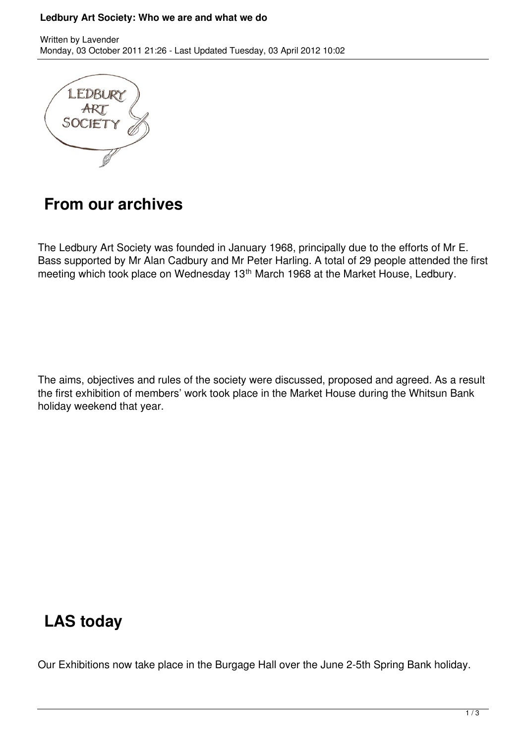# Ledbury Art Society: Who we are and what we do

Written by Lavender
Monday, 03 October 2011 21:26 - Last Updated Tuesday, 03 April 2012 10:02

## From our archives

The Ledbury Art Society was founded in January 1968, principally due to the efforts of Mr E. Bass supported by Mr Alan Cadbury and Mr Peter Harling. A total of 29 people attended the first meeting which took place on Wednesday 13th March 1968 at the Market House, Ledbury.

The aims, objectives and rules of the society were discussed, proposed and agreed. As a result the first exhibition of members' work took place in the Market House during the Whitsun Bank holiday weekend that year.

## LAS today

Our Exhibitions now take place in the Burgage Hall over the June 2-5th Spring Bank holiday.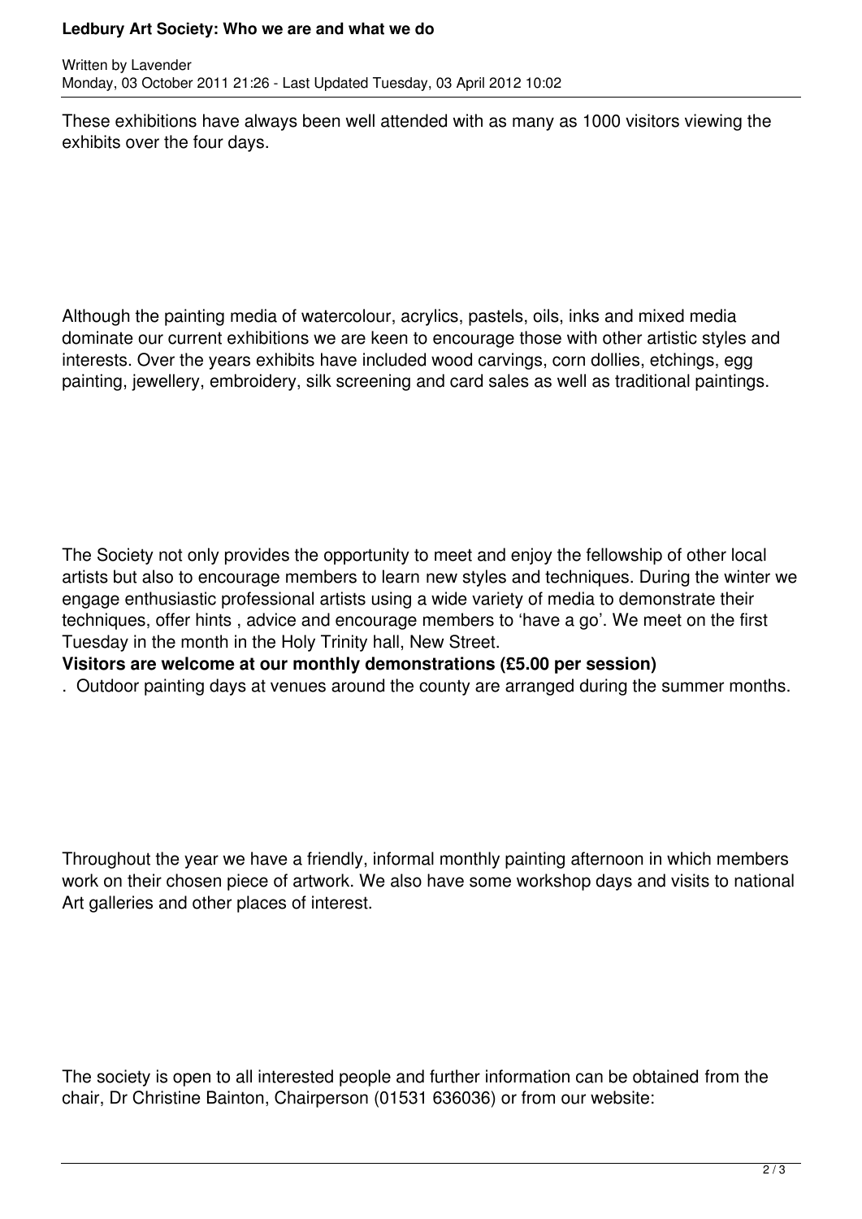These exhibitions have always been well attended with as many as 1000 visitors viewing the exhibits over the four days.

Although the painting media of watercolour, acrylics, pastels, oils, inks and mixed media dominate our current exhibitions we are keen to encourage those with other artistic styles and interests. Over the years exhibits have included wood carvings, corn dollies, etchings, egg painting, jewellery, embroidery, silk screening and card sales as well as traditional paintings.

The Society not only provides the opportunity to meet and enjoy the fellowship of other local artists but also to encourage members to learn new styles and techniques. During the winter we engage enthusiastic professional artists using a wide variety of media to demonstrate their techniques, offer hints , advice and encourage members to 'have a go'. We meet on the first Tuesday in the month in the Holy Trinity hall, New Street.

**Visitors are welcome at our monthly demonstrations (£5.00 per session)**

. Outdoor painting days at venues around the county are arranged during the summer months.

Throughout the year we have a friendly, informal monthly painting afternoon in which members work on their chosen piece of artwork. We also have some workshop days and visits to national Art galleries and other places of interest.

The society is open to all interested people and further information can be obtained from the chair, Dr Christine Bainton, Chairperson (01531 636036) or from our website: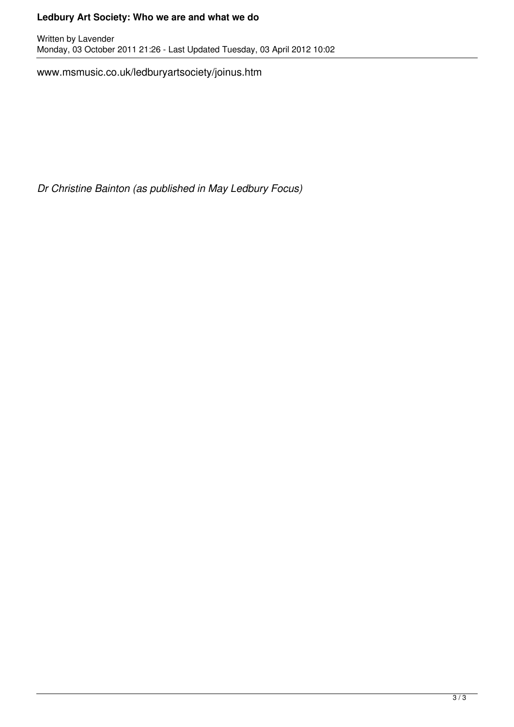www.msmusic.co.uk/ledburyartsociety/joinus.htm

*Dr Christine Bainton (as published in May Ledbury Focus)*